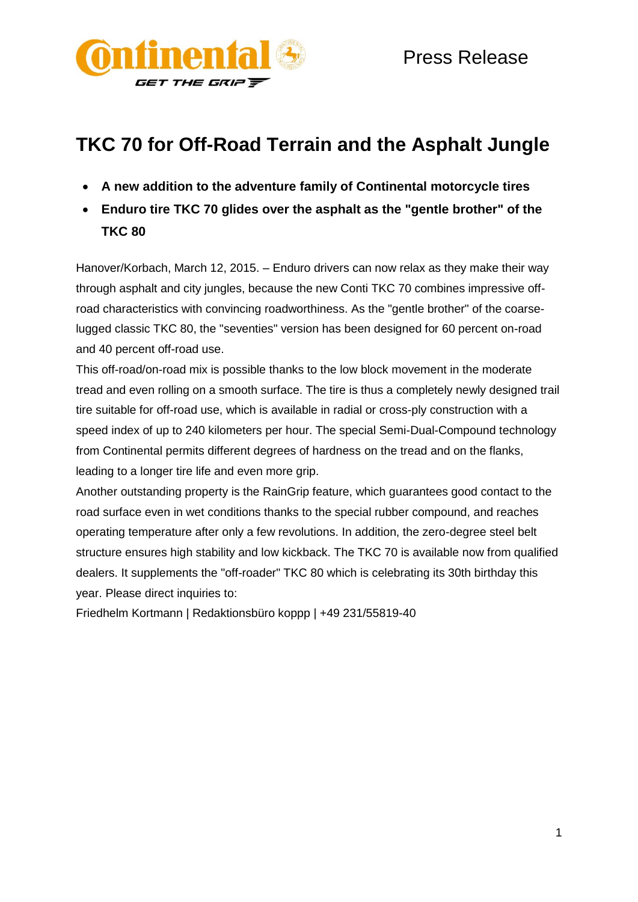Press Release

# TKC 70 for Off-Road Terrain and the Asphalt Jungle

- **A new addition to the adventure family of Continental motorcycle tires**
- **Enduro tire TKC 70 glides over the asphalt as the "gentle brother" of the TKC 80**

Hanover/Korbach, March 12, 2015. – Enduro drivers can now relax as they make their way through asphalt and city jungles, because the new Conti TKC 70 combines impressive off-road characteristics with convincing roadworthiness. As the "gentle brother" of the coarse-lugged classic TKC 80, the "seventies" version has been designed for 60 percent on-road and 40 percent off-road use.

This off-road/on-road mix is possible thanks to the low block movement in the moderate tread and even rolling on a smooth surface. The tire is thus a completely newly designed trail tire suitable for off-road use, which is available in radial or cross-ply construction with a speed index of up to 240 kilometers per hour. The special Semi-Dual-Compound technology from Continental permits different degrees of hardness on the tread and on the flanks, leading to a longer tire life and even more grip.

Another outstanding property is the RainGrip feature, which guarantees good contact to the road surface even in wet conditions thanks to the special rubber compound, and reaches operating temperature after only a few revolutions. In addition, the zero-degree steel belt structure ensures high stability and low kickback. The TKC 70 is available now from qualified dealers. It supplements the "off-roader" TKC 80 which is celebrating its 30th birthday this year. Please direct inquiries to:

Friedhelm Kortmann | Redaktionsbüro koppp | +49 231/55819-40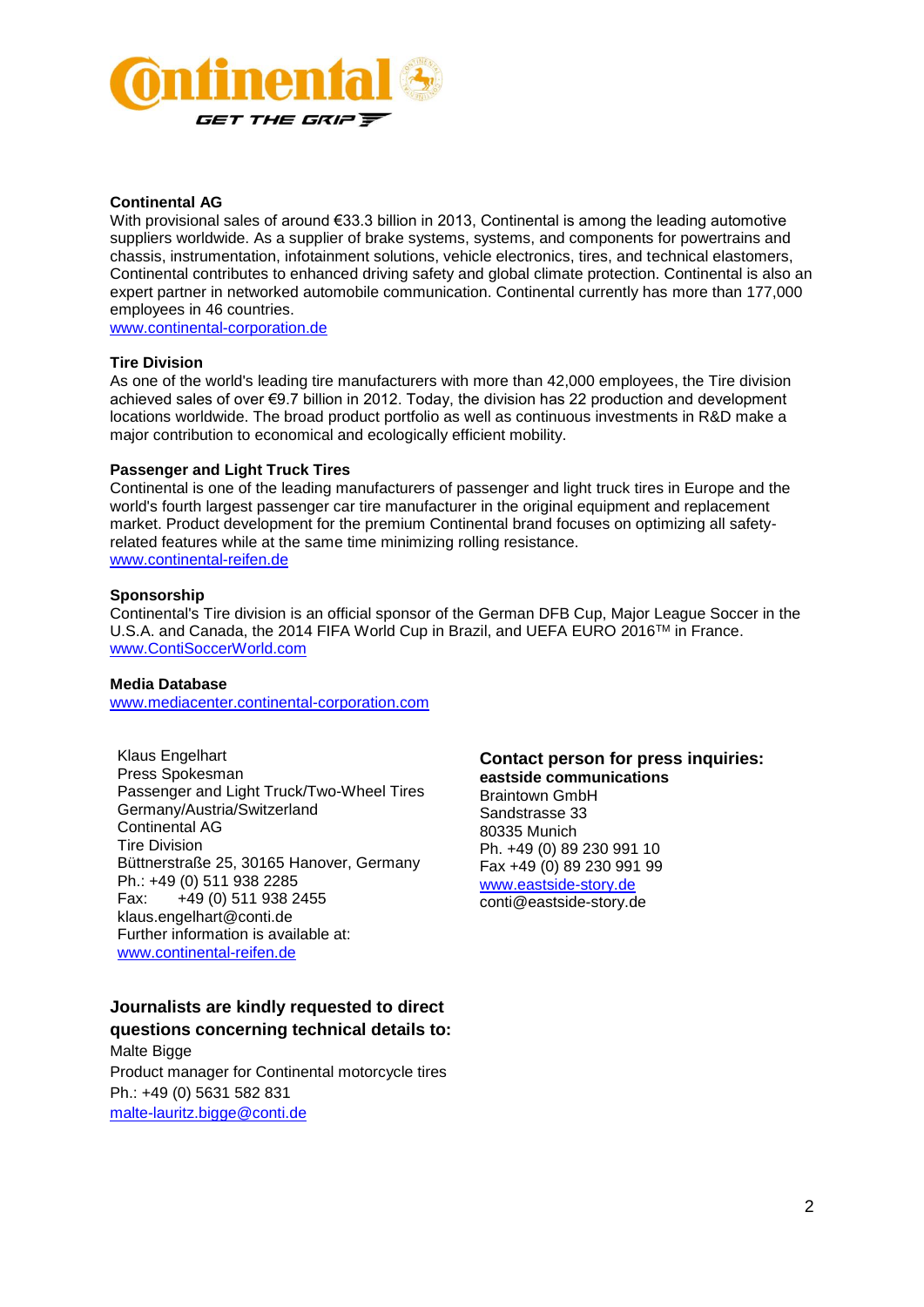**Continental AG**
With provisional sales of around €33.3 billion in 2013, Continental is among the leading automotive suppliers worldwide. As a supplier of brake systems, systems, and components for powertrains and chassis, instrumentation, infotainment solutions, vehicle electronics, tires, and technical elastomers, Continental contributes to enhanced driving safety and global climate protection. Continental is also an expert partner in networked automobile communication. Continental currently has more than 177,000 employees in 46 countries.
www.continental-corporation.de

**Tire Division**
As one of the world's leading tire manufacturers with more than 42,000 employees, the Tire division achieved sales of over €9.7 billion in 2012. Today, the division has 22 production and development locations worldwide. The broad product portfolio as well as continuous investments in R&D make a major contribution to economical and ecologically efficient mobility.

**Passenger and Light Truck Tires**
Continental is one of the leading manufacturers of passenger and light truck tires in Europe and the world's fourth largest passenger car tire manufacturer in the original equipment and replacement market. Product development for the premium Continental brand focuses on optimizing all safety-related features while at the same time minimizing rolling resistance.
www.continental-reifen.de

**Sponsorship**
Continental's Tire division is an official sponsor of the German DFB Cup, Major League Soccer in the U.S.A. and Canada, the 2014 FIFA World Cup in Brazil, and UEFA EURO 2016™ in France.
www.ContiSoccerWorld.com

**Media Database**
www.mediacenter.continental-corporation.com

Klaus Engelhart
Press Spokesman
Passenger and Light Truck/Two-Wheel Tires
Germany/Austria/Switzerland
Continental AG
Tire Division
Büttnerstraße 25, 30165 Hanover, Germany
Ph.: +49 (0) 511 938 2285
Fax: +49 (0) 511 938 2455
klaus.engelhart@conti.de
Further information is available at:
www.continental-reifen.de

**Contact person for press inquiries:**
**eastside communications**
Braintown GmbH
Sandstrasse 33
80335 Munich
Ph. +49 (0) 89 230 991 10
Fax +49 (0) 89 230 991 99
www.eastside-story.de
conti@eastside-story.de

**Journalists are kindly requested to direct questions concerning technical details to:**
Malte Bigge
Product manager for Continental motorcycle tires
Ph.: +49 (0) 5631 582 831
malte-lauritz.bigge@conti.de